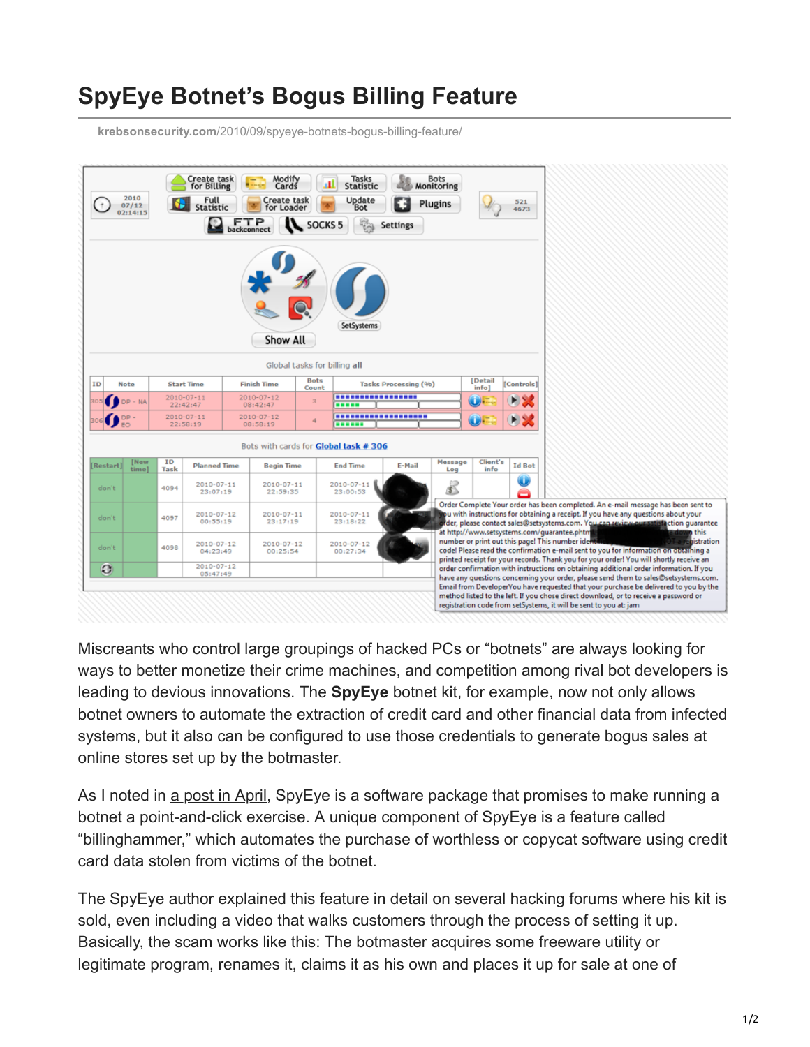# SpyEye Botnet's Bogus Billing Feature

krebsonsecurity.com/2010/09/spyeye-botnets-bogus-billing-feature/

Miscreants who control large groupings of hacked PCs or "botnets" are always looking for ways to better monetize their crime machines, and competition among rival bot developers is leading to devious innovations. The **SpyEye** botnet kit, for example, now not only allows botnet owners to automate the extraction of credit card and other financial data from infected systems, but it also can be configured to use those credentials to generate bogus sales at online stores set up by the botmaster.

As I noted in a post in April, SpyEye is a software package that promises to make running a botnet a point-and-click exercise. A unique component of SpyEye is a feature called "billinghammer," which automates the purchase of worthless or copycat software using credit card data stolen from victims of the botnet.

The SpyEye author explained this feature in detail on several hacking forums where his kit is sold, even including a video that walks customers through the process of setting it up. Basically, the scam works like this: The botmaster acquires some freeware utility or legitimate program, renames it, claims it as his own and places it up for sale at one of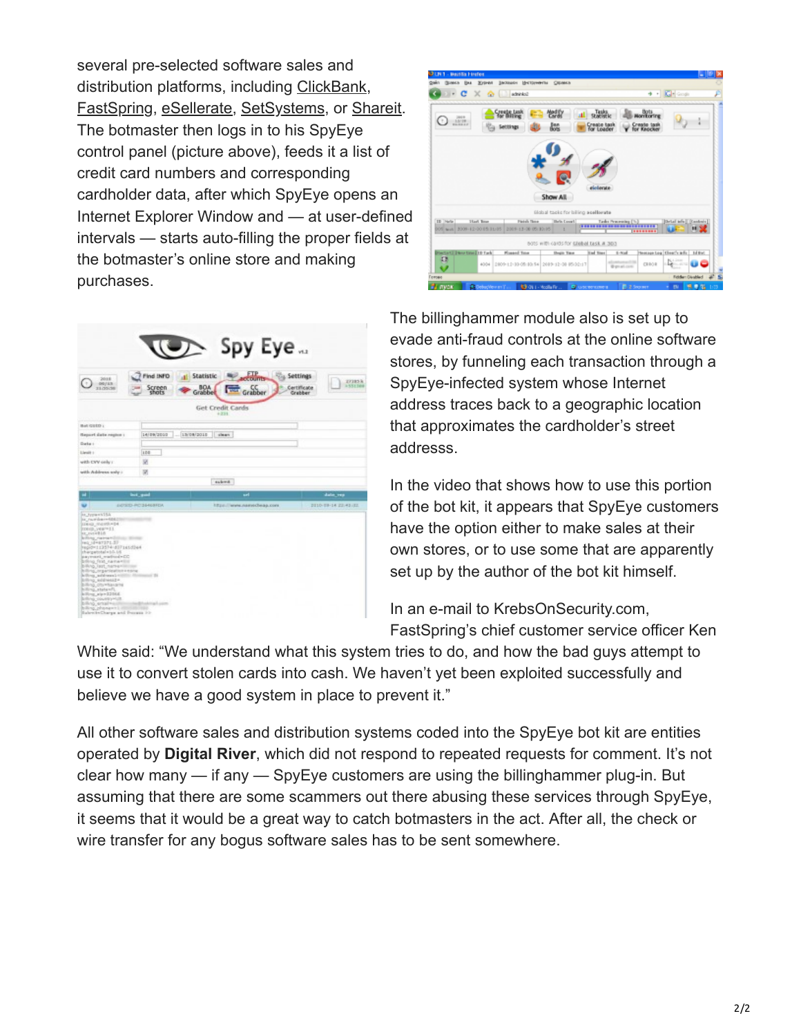several pre-selected software sales and distribution platforms, including ClickBank, FastSpring, eSellerate, SetSystems, or Shareit. The botmaster then logs in to his SpyEye control panel (picture above), feeds it a list of credit card numbers and corresponding cardholder data, after which SpyEye opens an Internet Explorer Window and — at user-defined intervals — starts auto-filling the proper fields at the botmaster's online store and making purchases.

The billinghammer module also is set up to evade anti-fraud controls at the online software stores, by funneling each transaction through a SpyEye-infected system whose Internet address traces back to a geographic location that approximates the cardholder's street addresss.

In the video that shows how to use this portion of the bot kit, it appears that SpyEye customers have the option either to make sales at their own stores, or to use some that are apparently set up by the author of the bot kit himself.

In an e-mail to KrebsOnSecurity.com, FastSpring's chief customer service officer Ken White said: "We understand what this system tries to do, and how the bad guys attempt to use it to convert stolen cards into cash. We haven't yet been exploited successfully and believe we have a good system in place to prevent it."

All other software sales and distribution systems coded into the SpyEye bot kit are entities operated by **Digital River**, which did not respond to repeated requests for comment. It's not clear how many — if any — SpyEye customers are using the billinghammer plug-in. But assuming that there are some scammers out there abusing these services through SpyEye, it seems that it would be a great way to catch botmasters in the act. After all, the check or wire transfer for any bogus software sales has to be sent somewhere.